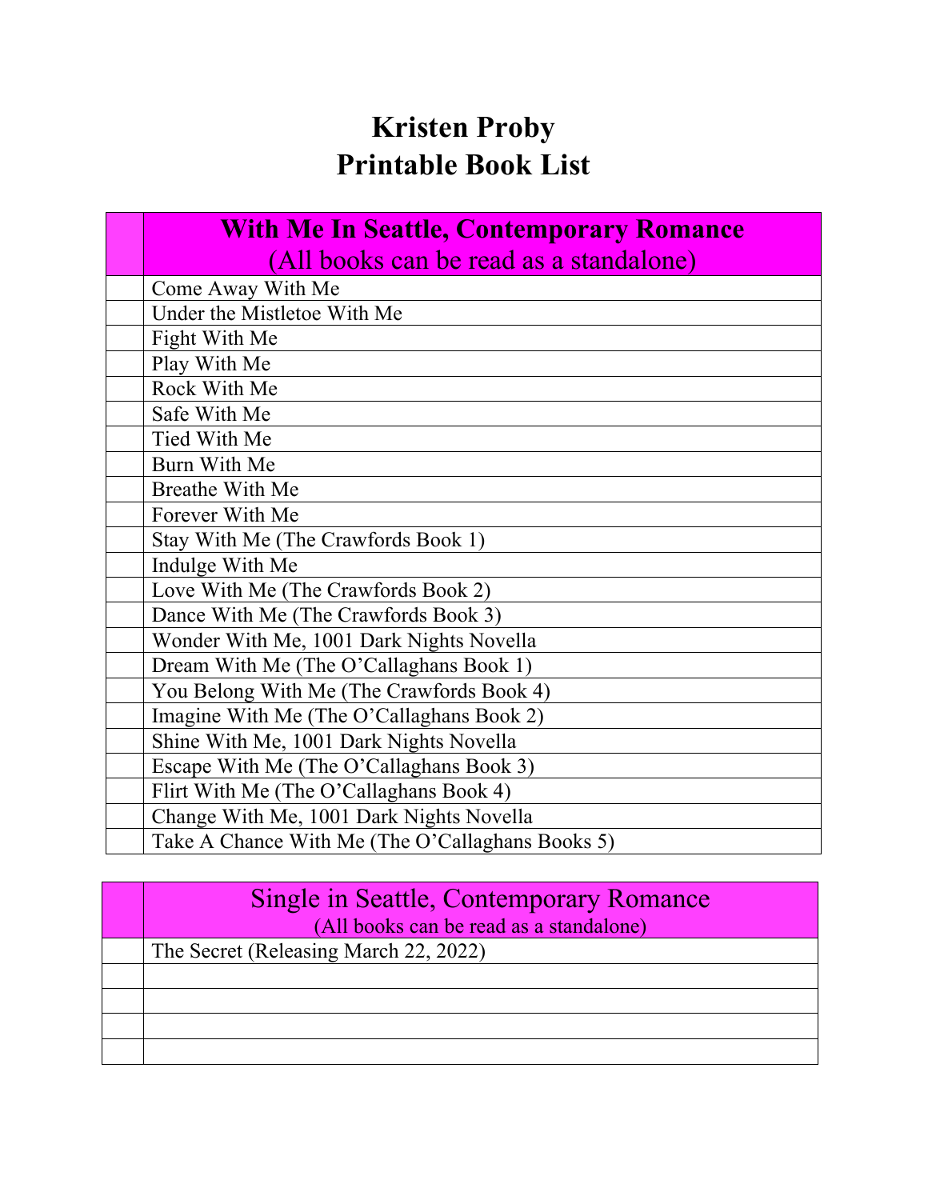# Kristen Proby
# Printable Book List

| | **With Me In Seattle, Contemporary Romance** (All books can be read as a standalone) |
|---|---|
| | Come Away With Me |
| | Under the Mistletoe With Me |
| | Fight With Me |
| | Play With Me |
| | Rock With Me |
| | Safe With Me |
| | Tied With Me |
| | Burn With Me |
| | Breathe With Me |
| | Forever With Me |
| | Stay With Me (The Crawfords Book 1) |
| | Indulge With Me |
| | Love With Me (The Crawfords Book 2) |
| | Dance With Me (The Crawfords Book 3) |
| | Wonder With Me, 1001 Dark Nights Novella |
| | Dream With Me (The O'Callaghans Book 1) |
| | You Belong With Me (The Crawfords Book 4) |
| | Imagine With Me (The O'Callaghans Book 2) |
| | Shine With Me, 1001 Dark Nights Novella |
| | Escape With Me (The O'Callaghans Book 3) |
| | Flirt With Me (The O'Callaghans Book 4) |
| | Change With Me, 1001 Dark Nights Novella |
| | Take A Chance With Me (The O'Callaghans Books 5) |

| | Single in Seattle, Contemporary Romance (All books can be read as a standalone) |
|---|---|
| | The Secret (Releasing March 22, 2022) |
| | |
| | |
| | |
| | |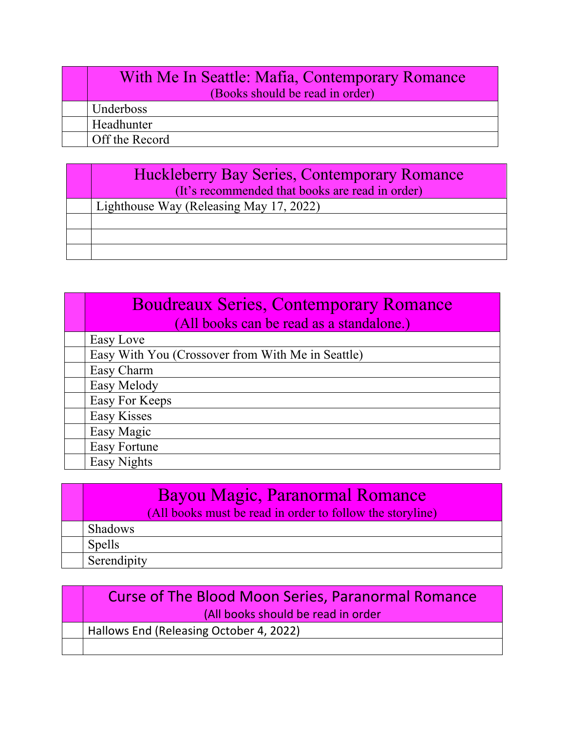| | With Me In Seattle: Mafia, Contemporary Romance (Books should be read in order) |
|---|---|
| | Underboss |
| | Headhunter |
| | Off the Record |

| | Huckleberry Bay Series, Contemporary Romance (It's recommended that books are read in order) |
|---|---|
| | Lighthouse Way (Releasing May 17, 2022) |
| | |
| | |
| | |

| | Boudreaux Series, Contemporary Romance (All books can be read as a standalone.) |
|---|---|
| | Easy Love |
| | Easy With You (Crossover from With Me in Seattle) |
| | Easy Charm |
| | Easy Melody |
| | Easy For Keeps |
| | Easy Kisses |
| | Easy Magic |
| | Easy Fortune |
| | Easy Nights |

| | Bayou Magic, Paranormal Romance (All books must be read in order to follow the storyline) |
|---|---|
| | Shadows |
| | Spells |
| | Serendipity |

| | Curse of The Blood Moon Series, Paranormal Romance (All books should be read in order |
|---|---|
| | Hallows End (Releasing October 4, 2022) |
| | |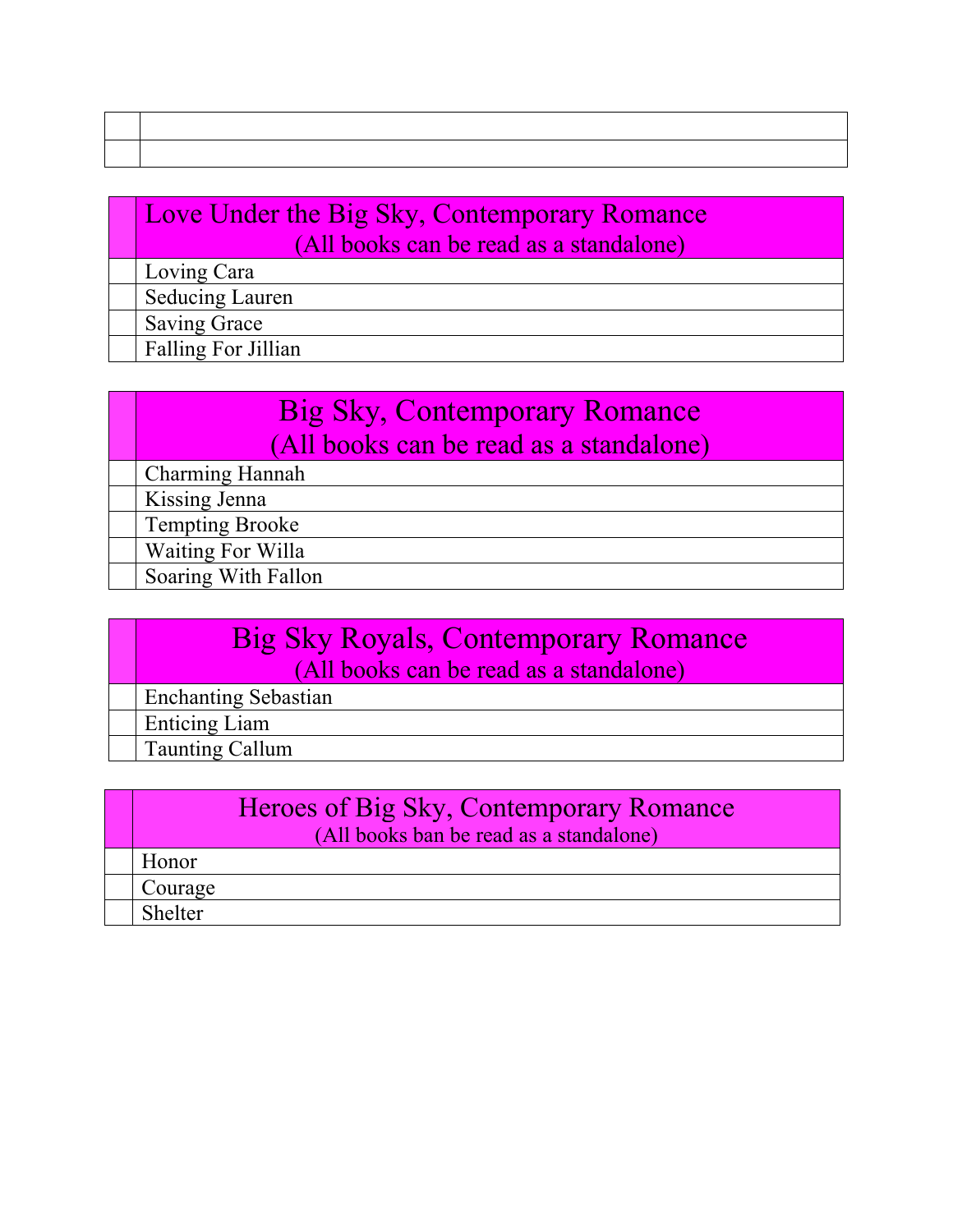| | |
|---|---|
| | |
| | |

| | Love Under the Big Sky, Contemporary Romance (All books can be read as a standalone) |
|---|---|
| | Loving Cara |
| | Seducing Lauren |
| | Saving Grace |
| | Falling For Jillian |

| | Big Sky, Contemporary Romance (All books can be read as a standalone) |
|---|---|
| | Charming Hannah |
| | Kissing Jenna |
| | Tempting Brooke |
| | Waiting For Willa |
| | Soaring With Fallon |

| | Big Sky Royals, Contemporary Romance (All books can be read as a standalone) |
|---|---|
| | Enchanting Sebastian |
| | Enticing Liam |
| | Taunting Callum |

| | Heroes of Big Sky, Contemporary Romance (All books ban be read as a standalone) |
|---|---|
| | Honor |
| | Courage |
| | Shelter |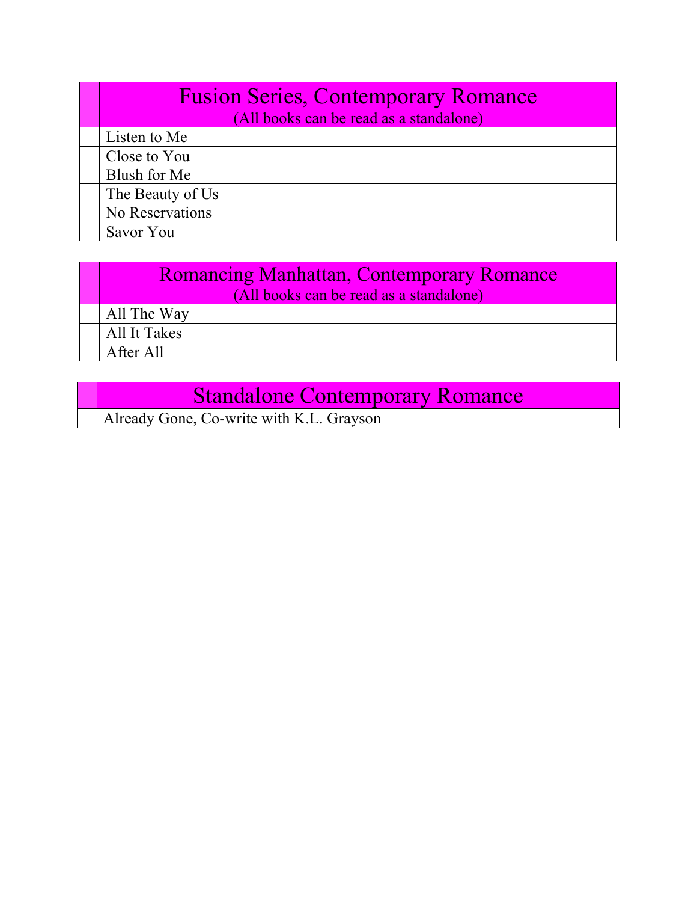| | Fusion Series, Contemporary Romance (All books can be read as a standalone) |
|---|---|
| | Listen to Me |
| | Close to You |
| | Blush for Me |
| | The Beauty of Us |
| | No Reservations |
| | Savor You |

| | Romancing Manhattan, Contemporary Romance (All books can be read as a standalone) |
|---|---|
| | All The Way |
| | All It Takes |
| | After All |

| | Standalone Contemporary Romance |
|---|---|
| | Already Gone, Co-write with K.L. Grayson |